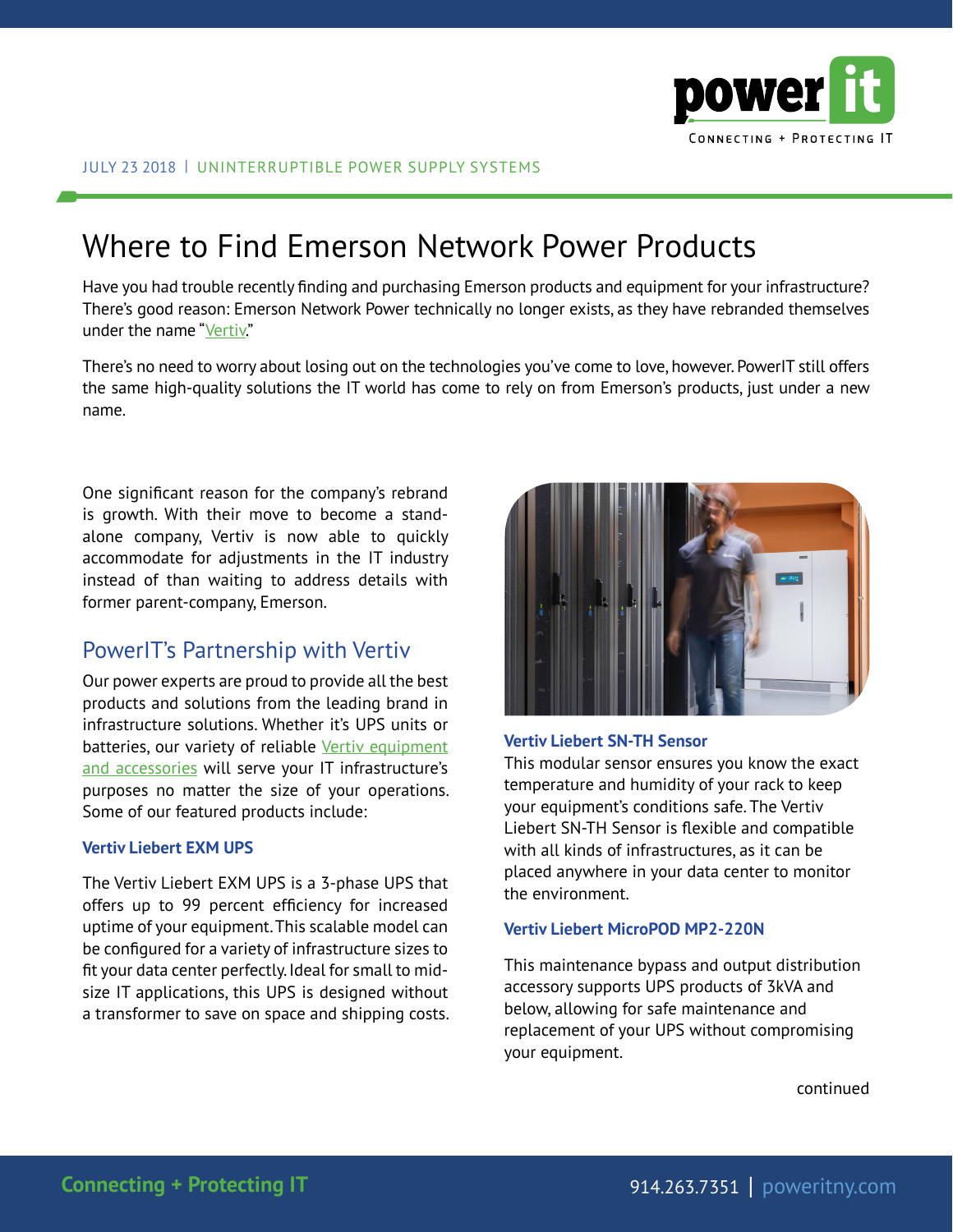JULY 23 2018 | UNINTERRUPTIBLE POWER SUPPLY SYSTEMS

# Where to Find Emerson Network Power Products

Have you had trouble recently finding and purchasing Emerson products and equipment for your infrastructure? There's good reason: Emerson Network Power technically no longer exists, as they have rebranded themselves under the name "Vertiv."

There's no need to worry about losing out on the technologies you've come to love, however. PowerIT still offers the same high-quality solutions the IT world has come to rely on from Emerson's products, just under a new name.

One significant reason for the company's rebrand is growth. With their move to become a stand-alone company, Vertiv is now able to quickly accommodate for adjustments in the IT industry instead of than waiting to address details with former parent-company, Emerson.

## PowerIT's Partnership with Vertiv

Our power experts are proud to provide all the best products and solutions from the leading brand in infrastructure solutions. Whether it's UPS units or batteries, our variety of reliable Vertiv equipment and accessories will serve your IT infrastructure's purposes no matter the size of your operations. Some of our featured products include:

### Vertiv Liebert EXM UPS

The Vertiv Liebert EXM UPS is a 3-phase UPS that offers up to 99 percent efficiency for increased uptime of your equipment. This scalable model can be configured for a variety of infrastructure sizes to fit your data center perfectly. Ideal for small to mid-size IT applications, this UPS is designed without a transformer to save on space and shipping costs.

### Vertiv Liebert SN-TH Sensor

This modular sensor ensures you know the exact temperature and humidity of your rack to keep your equipment's conditions safe. The Vertiv Liebert SN-TH Sensor is flexible and compatible with all kinds of infrastructures, as it can be placed anywhere in your data center to monitor the environment.

### Vertiv Liebert MicroPOD MP2-220N

This maintenance bypass and output distribution accessory supports UPS products of 3kVA and below, allowing for safe maintenance and replacement of your UPS without compromising your equipment.

continued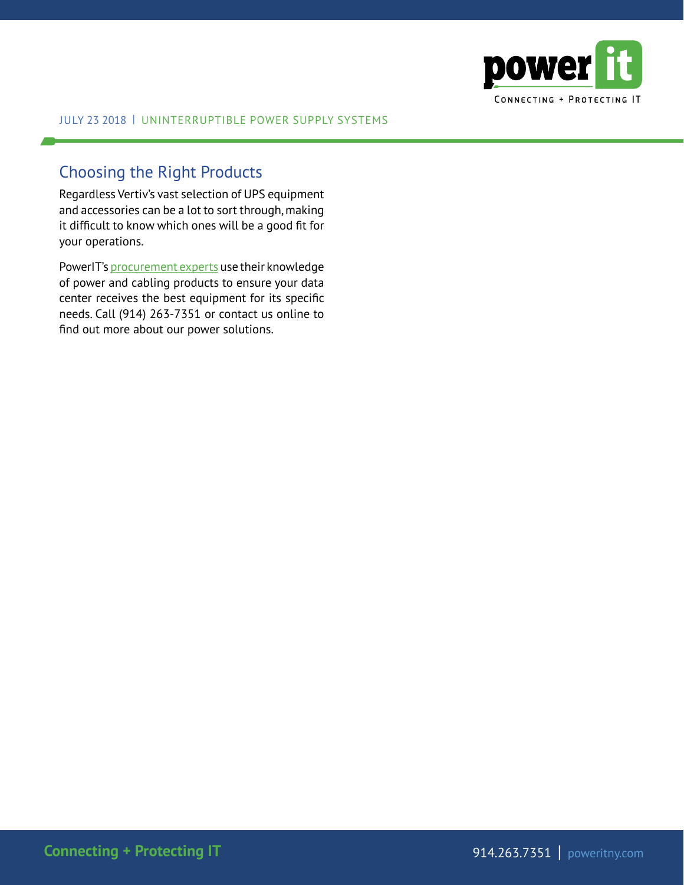## Choosing the Right Products

Regardless Vertiv's vast selection of UPS equipment and accessories can be a lot to sort through, making it difficult to know which ones will be a good fit for your operations.

PowerIT's procurement experts use their knowledge of power and cabling products to ensure your data center receives the best equipment for its specific needs. Call (914) 263-7351 or contact us online to find out more about our power solutions.